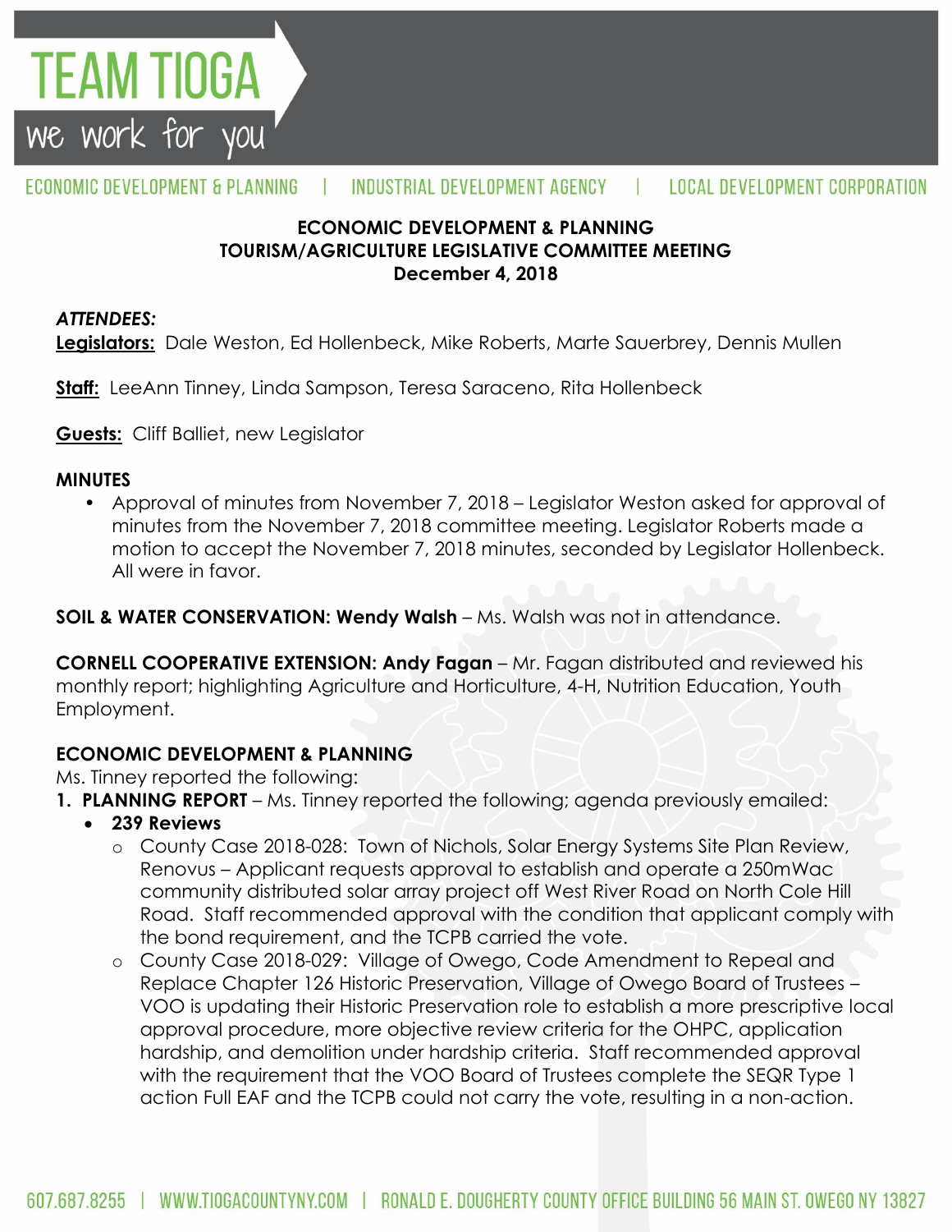TEAM TIOGA

we work for you

ECONOMIC DEVELOPMENT & PLANNING | INDUSTRIAL DEVELOPMENT AGENCY | LOCAL DEVELOPMENT CORPORATION

**ECONOMIC DEVELOPMENT & PLANNING**
**TOURISM/AGRICULTURE LEGISLATIVE COMMITTEE MEETING**
**December 4, 2018**

***ATTENDEES:***

**Legislators:** Dale Weston, Ed Hollenbeck, Mike Roberts, Marte Sauerbrey, Dennis Mullen

**Staff:** LeeAnn Tinney, Linda Sampson, Teresa Saraceno, Rita Hollenbeck

**Guests:** Cliff Balliet, new Legislator

**MINUTES**

- Approval of minutes from November 7, 2018 – Legislator Weston asked for approval of minutes from the November 7, 2018 committee meeting. Legislator Roberts made a motion to accept the November 7, 2018 minutes, seconded by Legislator Hollenbeck. All were in favor.

**SOIL & WATER CONSERVATION: Wendy Walsh** – Ms. Walsh was not in attendance.

**CORNELL COOPERATIVE EXTENSION: Andy Fagan** – Mr. Fagan distributed and reviewed his monthly report; highlighting Agriculture and Horticulture, 4-H, Nutrition Education, Youth Employment.

**ECONOMIC DEVELOPMENT & PLANNING**

Ms. Tinney reported the following:

1. **PLANNING REPORT** – Ms. Tinney reported the following; agenda previously emailed:
   - **239 Reviews**
     - County Case 2018-028: Town of Nichols, Solar Energy Systems Site Plan Review, Renovus – Applicant requests approval to establish and operate a 250mWac community distributed solar array project off West River Road on North Cole Hill Road. Staff recommended approval with the condition that applicant comply with the bond requirement, and the TCPB carried the vote.
     - County Case 2018-029: Village of Owego, Code Amendment to Repeal and Replace Chapter 126 Historic Preservation, Village of Owego Board of Trustees – VOO is updating their Historic Preservation role to establish a more prescriptive local approval procedure, more objective review criteria for the OHPC, application hardship, and demolition under hardship criteria. Staff recommended approval with the requirement that the VOO Board of Trustees complete the SEQR Type 1 action Full EAF and the TCPB could not carry the vote, resulting in a non-action.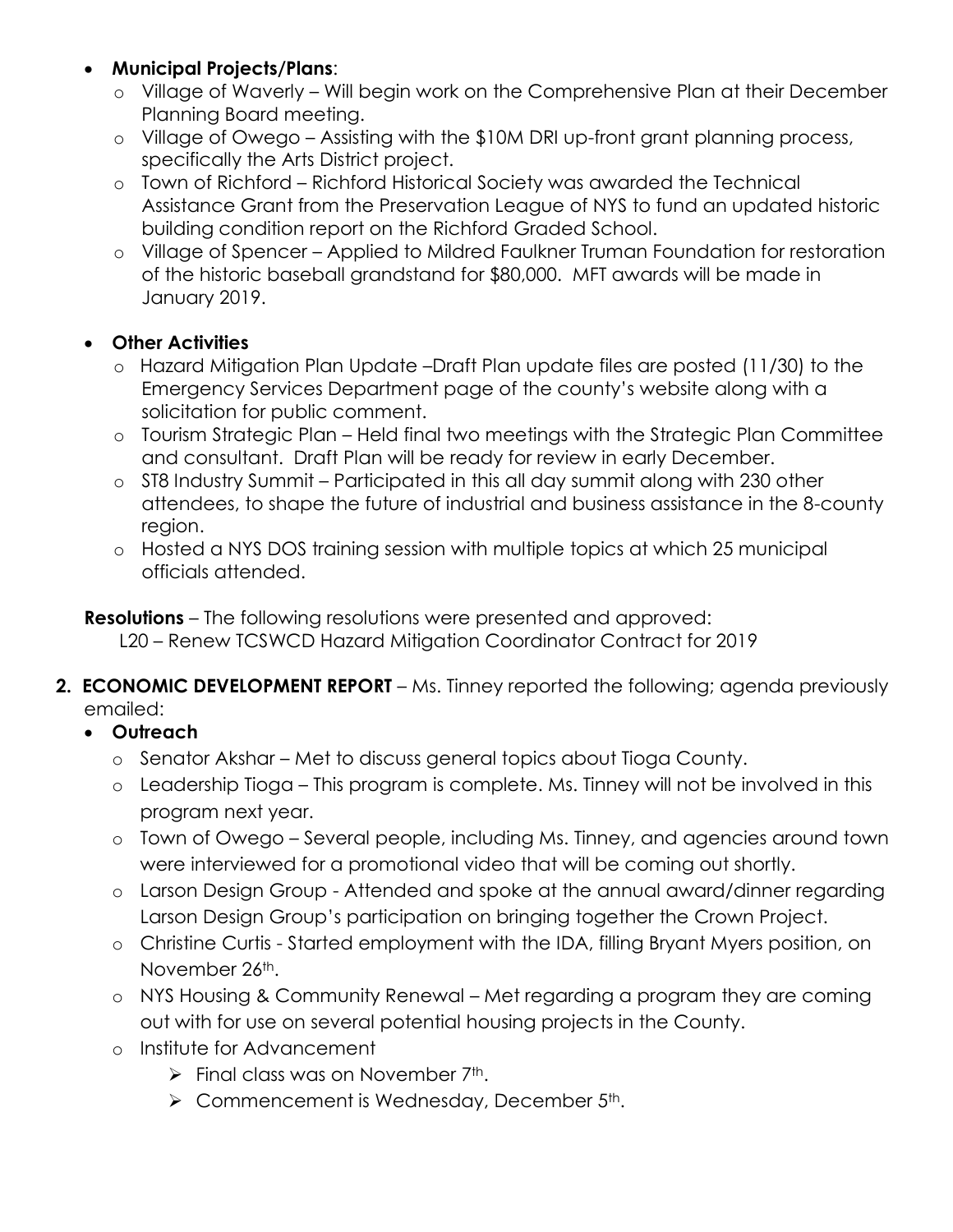- **Municipal Projects/Plans**:
  - Village of Waverly – Will begin work on the Comprehensive Plan at their December Planning Board meeting.
  - Village of Owego – Assisting with the $10M DRI up-front grant planning process, specifically the Arts District project.
  - Town of Richford – Richford Historical Society was awarded the Technical Assistance Grant from the Preservation League of NYS to fund an updated historic building condition report on the Richford Graded School.
  - Village of Spencer – Applied to Mildred Faulkner Truman Foundation for restoration of the historic baseball grandstand for $80,000. MFT awards will be made in January 2019.

- **Other Activities**
  - Hazard Mitigation Plan Update –Draft Plan update files are posted (11/30) to the Emergency Services Department page of the county's website along with a solicitation for public comment.
  - Tourism Strategic Plan – Held final two meetings with the Strategic Plan Committee and consultant. Draft Plan will be ready for review in early December.
  - ST8 Industry Summit – Participated in this all day summit along with 230 other attendees, to shape the future of industrial and business assistance in the 8-county region.
  - Hosted a NYS DOS training session with multiple topics at which 25 municipal officials attended.

**Resolutions** – The following resolutions were presented and approved:
L20 – Renew TCSWCD Hazard Mitigation Coordinator Contract for 2019

2. **ECONOMIC DEVELOPMENT REPORT** – Ms. Tinney reported the following; agenda previously emailed:
   - **Outreach**
     - Senator Akshar – Met to discuss general topics about Tioga County.
     - Leadership Tioga – This program is complete. Ms. Tinney will not be involved in this program next year.
     - Town of Owego – Several people, including Ms. Tinney, and agencies around town were interviewed for a promotional video that will be coming out shortly.
     - Larson Design Group - Attended and spoke at the annual award/dinner regarding Larson Design Group's participation on bringing together the Crown Project.
     - Christine Curtis - Started employment with the IDA, filling Bryant Myers position, on November 26th.
     - NYS Housing & Community Renewal – Met regarding a program they are coming out with for use on several potential housing projects in the County.
     - Institute for Advancement
       - Final class was on November 7th.
       - Commencement is Wednesday, December 5th.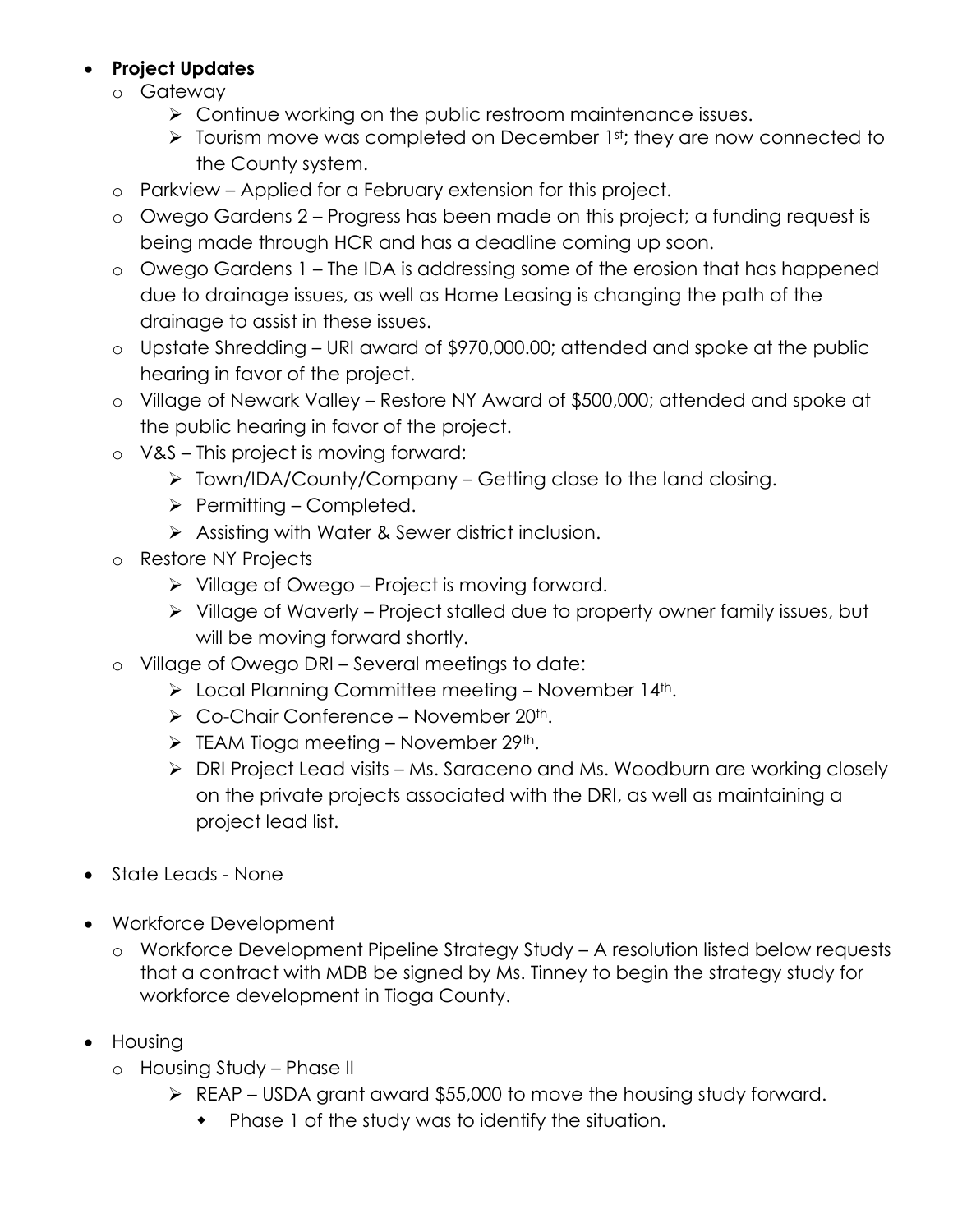- **Project Updates**
  - Gateway
    - Continue working on the public restroom maintenance issues.
    - Tourism move was completed on December 1st; they are now connected to the County system.
  - Parkview – Applied for a February extension for this project.
  - Owego Gardens 2 – Progress has been made on this project; a funding request is being made through HCR and has a deadline coming up soon.
  - Owego Gardens 1 – The IDA is addressing some of the erosion that has happened due to drainage issues, as well as Home Leasing is changing the path of the drainage to assist in these issues.
  - Upstate Shredding – URI award of $970,000.00; attended and spoke at the public hearing in favor of the project.
  - Village of Newark Valley – Restore NY Award of $500,000; attended and spoke at the public hearing in favor of the project.
  - V&S – This project is moving forward:
    - Town/IDA/County/Company – Getting close to the land closing.
    - Permitting – Completed.
    - Assisting with Water & Sewer district inclusion.
  - Restore NY Projects
    - Village of Owego – Project is moving forward.
    - Village of Waverly – Project stalled due to property owner family issues, but will be moving forward shortly.
  - Village of Owego DRI – Several meetings to date:
    - Local Planning Committee meeting – November 14th.
    - Co-Chair Conference – November 20th.
    - TEAM Tioga meeting – November 29th.
    - DRI Project Lead visits – Ms. Saraceno and Ms. Woodburn are working closely on the private projects associated with the DRI, as well as maintaining a project lead list.

- State Leads - None

- Workforce Development
  - Workforce Development Pipeline Strategy Study – A resolution listed below requests that a contract with MDB be signed by Ms. Tinney to begin the strategy study for workforce development in Tioga County.

- Housing
  - Housing Study – Phase II
    - REAP – USDA grant award $55,000 to move the housing study forward.
      - Phase 1 of the study was to identify the situation.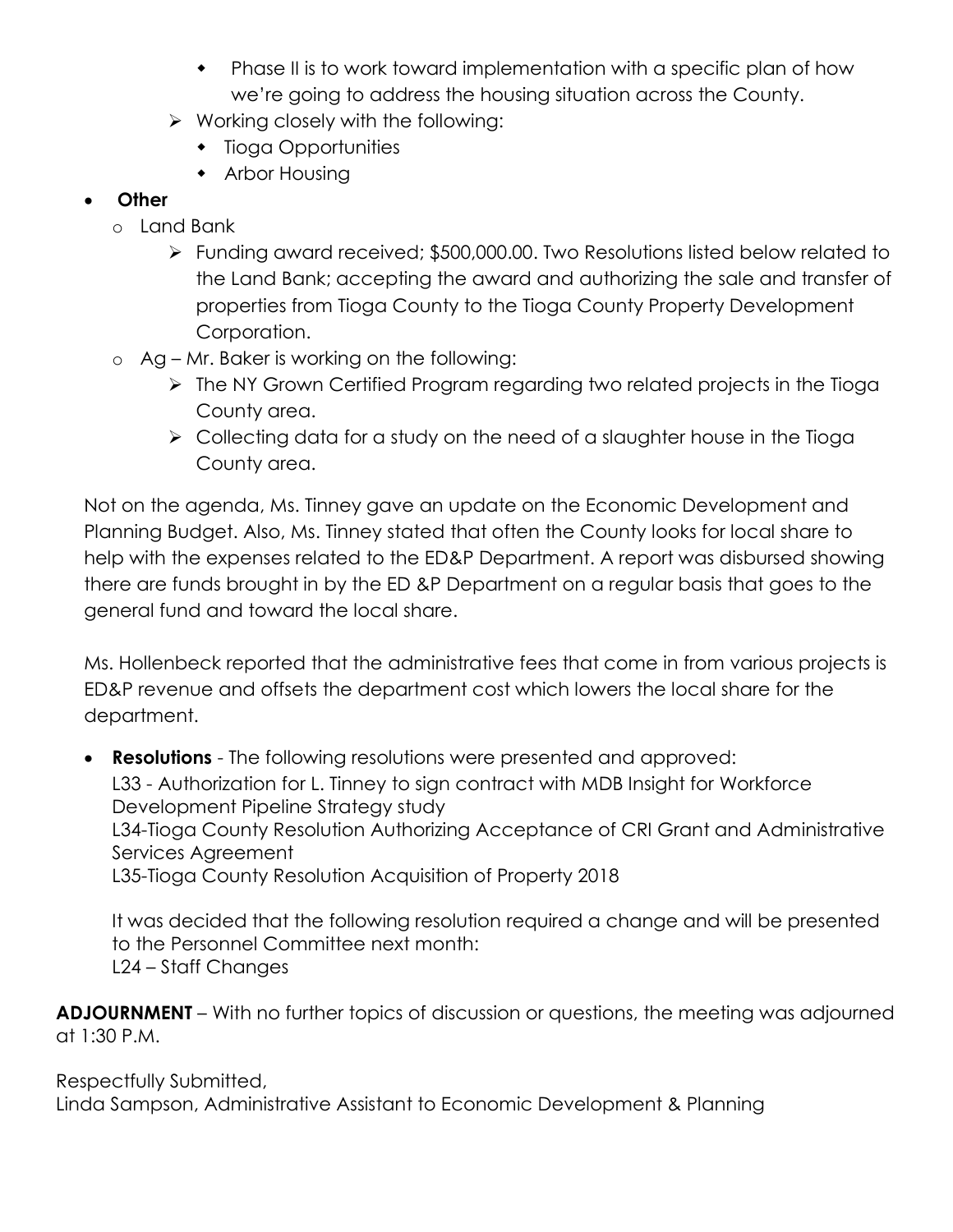- Phase II is to work toward implementation with a specific plan of how we're going to address the housing situation across the County.
    - Working closely with the following:
        - Tioga Opportunities
        - Arbor Housing

- **Other**
    - Land Bank
        - Funding award received; $500,000.00. Two Resolutions listed below related to the Land Bank; accepting the award and authorizing the sale and transfer of properties from Tioga County to the Tioga County Property Development Corporation.
    - Ag – Mr. Baker is working on the following:
        - The NY Grown Certified Program regarding two related projects in the Tioga County area.
        - Collecting data for a study on the need of a slaughter house in the Tioga County area.

Not on the agenda, Ms. Tinney gave an update on the Economic Development and Planning Budget. Also, Ms. Tinney stated that often the County looks for local share to help with the expenses related to the ED&P Department. A report was disbursed showing there are funds brought in by the ED &P Department on a regular basis that goes to the general fund and toward the local share.

Ms. Hollenbeck reported that the administrative fees that come in from various projects is ED&P revenue and offsets the department cost which lowers the local share for the department.

- **Resolutions** - The following resolutions were presented and approved:
  L33 - Authorization for L. Tinney to sign contract with MDB Insight for Workforce Development Pipeline Strategy study
  L34-Tioga County Resolution Authorizing Acceptance of CRI Grant and Administrative Services Agreement
  L35-Tioga County Resolution Acquisition of Property 2018

  It was decided that the following resolution required a change and will be presented to the Personnel Committee next month:
  L24 – Staff Changes

**ADJOURNMENT** – With no further topics of discussion or questions, the meeting was adjourned at 1:30 P.M.

Respectfully Submitted,
Linda Sampson, Administrative Assistant to Economic Development & Planning